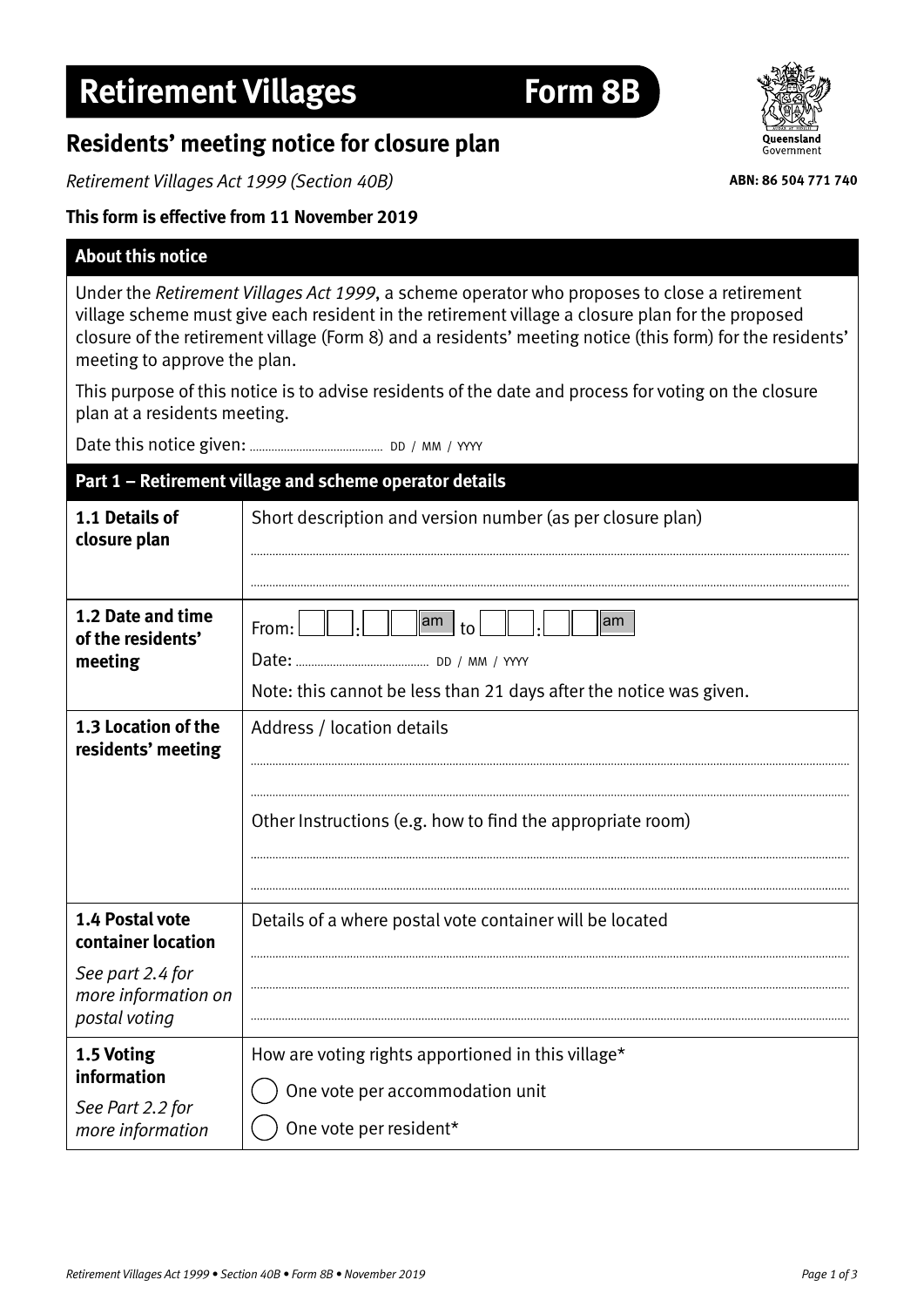# Retirement Villages — Form 8B

## Residents' meeting notice for closure plan

*Retirement Villages Act 1999 (Section 40B)*

ABN: 86 504 771 740

**This form is effective from 11 November 2019**

### About this notice

Under the *Retirement Villages Act 1999*, a scheme operator who proposes to close a retirement village scheme must give each resident in the retirement village a closure plan for the proposed closure of the retirement village (Form 8) and a residents' meeting notice (this form) for the residents' meeting to approve the plan.

This purpose of this notice is to advise residents of the date and process for voting on the closure plan at a residents meeting.

Date this notice given: .................................... DD / MM / YYYY

### Part 1 – Retirement village and scheme operator details

| | |
|---|---|
| **1.1 Details of closure plan** | Short description and version number (as per closure plan)<br>............................................................<br>............................................................ |
| **1.2 Date and time of the residents' meeting** | From: ___ : ___ am to ___ : ___ am<br>Date: .................................... DD / MM / YYYY<br>Note: this cannot be less than 21 days after the notice was given. |
| **1.3 Location of the residents' meeting** | Address / location details<br>............................................................<br>............................................................<br>Other Instructions (e.g. how to find the appropriate room)<br>............................................................<br>............................................................ |
| **1.4 Postal vote container location**<br>*See part 2.4 for more information on postal voting* | Details of a where postal vote container will be located<br>............................................................<br>............................................................<br>............................................................ |
| **1.5 Voting information**<br>*See Part 2.2 for more information* | How are voting rights apportioned in this village*<br>◯ One vote per accommodation unit<br>◯ One vote per resident* |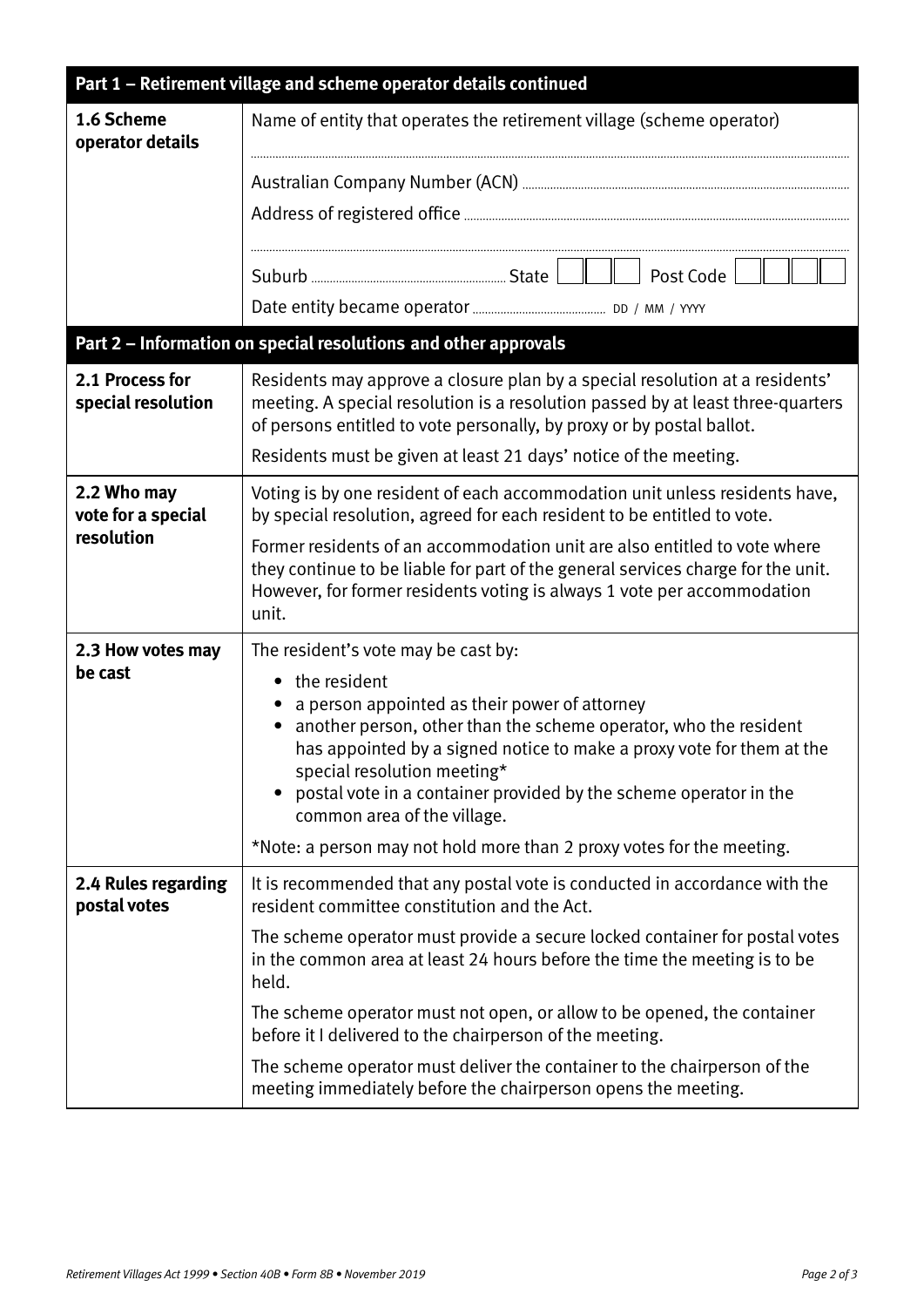| Part 1 – Retirement village and scheme operator details continued | |
|---|---|
| **1.6 Scheme operator details** | Name of entity that operates the retirement village (scheme operator) ..........<br>Australian Company Number (ACN) ..........<br>Address of registered office ..........<br>..........<br>Suburb .......... State ☐☐☐ Post Code ☐☐☐☐<br>Date entity became operator .......... DD / MM / YYYY |

| Part 2 – Information on special resolutions and other approvals | |
|---|---|
| **2.1 Process for special resolution** | Residents may approve a closure plan by a special resolution at a residents' meeting. A special resolution is a resolution passed by at least three-quarters of persons entitled to vote personally, by proxy or by postal ballot.<br>Residents must be given at least 21 days' notice of the meeting. |
| **2.2 Who may vote for a special resolution** | Voting is by one resident of each accommodation unit unless residents have, by special resolution, agreed for each resident to be entitled to vote.<br>Former residents of an accommodation unit are also entitled to vote where they continue to be liable for part of the general services charge for the unit. However, for former residents voting is always 1 vote per accommodation unit. |
| **2.3 How votes may be cast** | The resident's vote may be cast by:<br>• the resident<br>• a person appointed as their power of attorney<br>• another person, other than the scheme operator, who the resident has appointed by a signed notice to make a proxy vote for them at the special resolution meeting*<br>• postal vote in a container provided by the scheme operator in the common area of the village.<br>*Note: a person may not hold more than 2 proxy votes for the meeting. |
| **2.4 Rules regarding postal votes** | It is recommended that any postal vote is conducted in accordance with the resident committee constitution and the Act.<br>The scheme operator must provide a secure locked container for postal votes in the common area at least 24 hours before the time the meeting is to be held.<br>The scheme operator must not open, or allow to be opened, the container before it I delivered to the chairperson of the meeting.<br>The scheme operator must deliver the container to the chairperson of the meeting immediately before the chairperson opens the meeting. |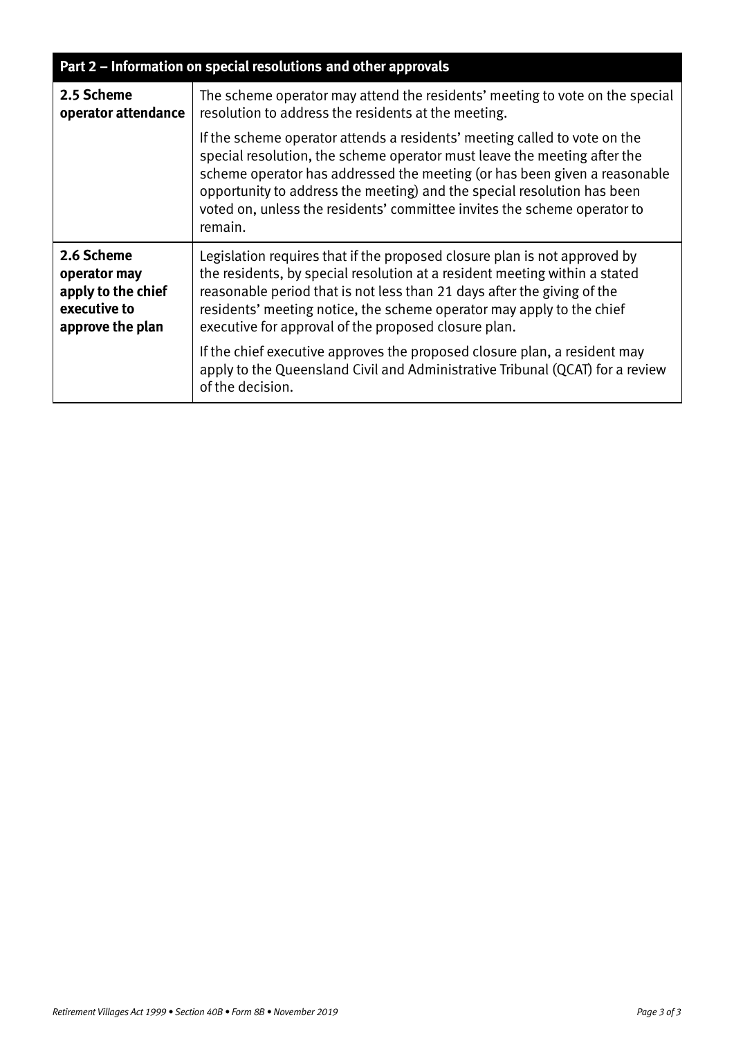| Part 2 – Information on special resolutions and other approvals | |
|---|---|
| **2.5 Scheme operator attendance** | The scheme operator may attend the residents' meeting to vote on the special resolution to address the residents at the meeting.<br><br>If the scheme operator attends a residents' meeting called to vote on the special resolution, the scheme operator must leave the meeting after the scheme operator has addressed the meeting (or has been given a reasonable opportunity to address the meeting) and the special resolution has been voted on, unless the residents' committee invites the scheme operator to remain. |
| **2.6 Scheme operator may apply to the chief executive to approve the plan** | Legislation requires that if the proposed closure plan is not approved by the residents, by special resolution at a resident meeting within a stated reasonable period that is not less than 21 days after the giving of the residents' meeting notice, the scheme operator may apply to the chief executive for approval of the proposed closure plan.<br><br>If the chief executive approves the proposed closure plan, a resident may apply to the Queensland Civil and Administrative Tribunal (QCAT) for a review of the decision. |